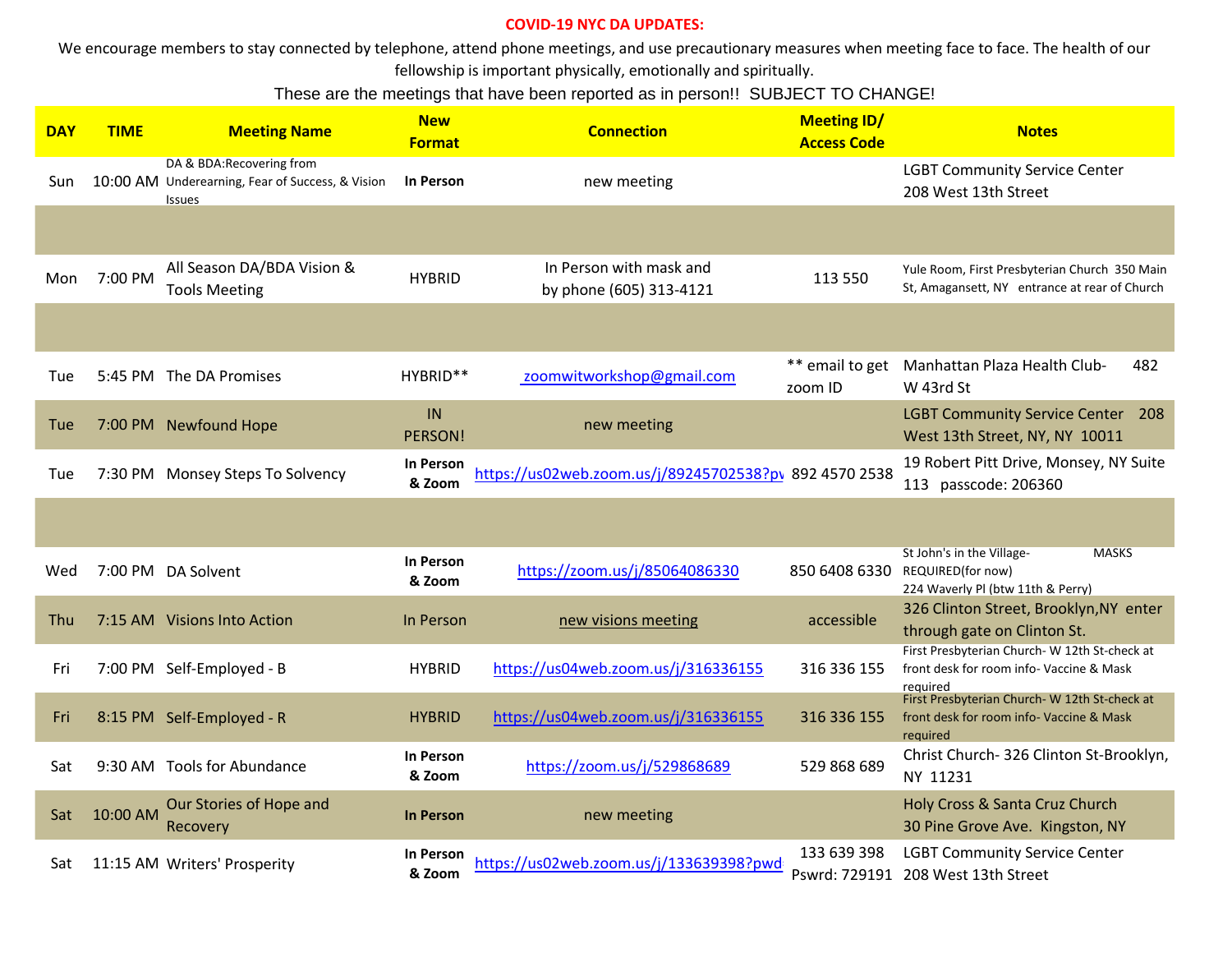**COVID-19 NYC DA UPDATES:**

We encourage members to stay connected by telephone, attend phone meetings, and use precautionary measures when meeting face to face. The health of our fellowship is important physically, emotionally and spiritually.

These are the meetings that have been reported as in person!! SUBJECT TO CHANGE!

| DAY | TIME | Meeting Name | New Format | Connection | Meeting ID/ Access Code | Notes |
|---|---|---|---|---|---|---|
| Sun | 10:00 AM | DA & BDA:Recovering from Underearning, Fear of Success, & Vision Issues | **In Person** | new meeting | | LGBT Community Service Center 208 West 13th Street |
| | | | | | | |
| Mon | 7:00 PM | All Season DA/BDA Vision & Tools Meeting | HYBRID | In Person with mask and by phone (605) 313-4121 | 113 550 | Yule Room, First Presbyterian Church 350 Main St, Amagansett, NY entrance at rear of Church |
| | | | | | | |
| Tue | 5:45 PM | The DA Promises | HYBRID** | zoomwitworkshop@gmail.com | ** email to get zoom ID | Manhattan Plaza Health Club- 482 W 43rd St |
| Tue | 7:00 PM | Newfound Hope | IN PERSON! | new meeting | | LGBT Community Service Center 208 West 13th Street, NY, NY 10011 |
| Tue | 7:30 PM | Monsey Steps To Solvency | **In Person & Zoom** | https://us02web.zoom.us/j/89245702538?pv | 892 4570 2538 | 19 Robert Pitt Drive, Monsey, NY Suite 113 passcode: 206360 |
| | | | | | | |
| Wed | 7:00 PM | DA Solvent | **In Person & Zoom** | https://zoom.us/j/85064086330 | 850 6408 6330 | St John's in the Village- MASKS REQUIRED(for now) 224 Waverly Pl (btw 11th & Perry) |
| Thu | 7:15 AM | Visions Into Action | In Person | new visions meeting | accessible | 326 Clinton Street, Brooklyn,NY enter through gate on Clinton St. |
| Fri | 7:00 PM | Self-Employed - B | HYBRID | https://us04web.zoom.us/j/316336155 | 316 336 155 | First Presbyterian Church- W 12th St-check at front desk for room info- Vaccine & Mask required |
| Fri | 8:15 PM | Self-Employed - R | HYBRID | https://us04web.zoom.us/j/316336155 | 316 336 155 | First Presbyterian Church- W 12th St-check at front desk for room info- Vaccine & Mask required |
| Sat | 9:30 AM | Tools for Abundance | **In Person & Zoom** | https://zoom.us/j/529868689 | 529 868 689 | Christ Church- 326 Clinton St-Brooklyn, NY 11231 |
| Sat | 10:00 AM | Our Stories of Hope and Recovery | **In Person** | new meeting | | Holy Cross & Santa Cruz Church 30 Pine Grove Ave. Kingston, NY |
| Sat | 11:15 AM | Writers' Prosperity | **In Person & Zoom** | https://us02web.zoom.us/j/133639398?pwd | 133 639 398 Pswrd: 729191 | LGBT Community Service Center 208 West 13th Street |